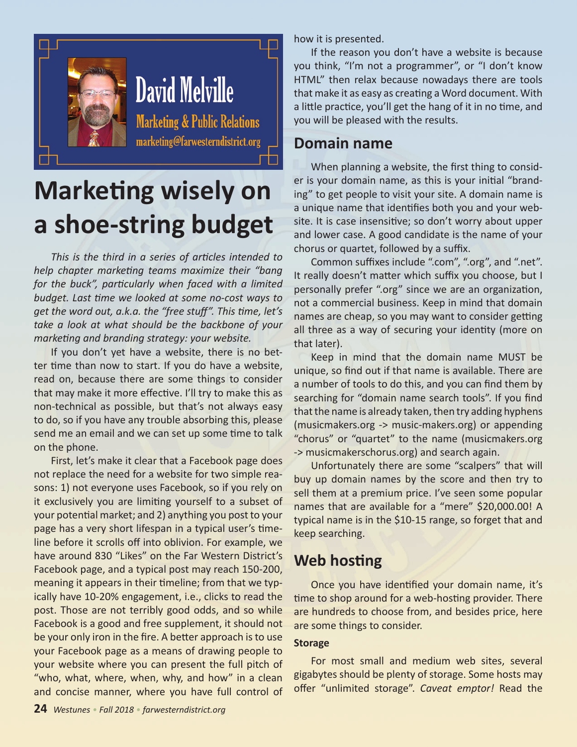David Melville

Marketing & Public Relations

marketing@farwesterndistrict.org

# Marketing wisely on a shoe-string budget

*This is the third in a series of articles intended to help chapter marketing teams maximize their "bang for the buck", particularly when faced with a limited budget. Last time we looked at some no-cost ways to get the word out, a.k.a. the "free stuff". This time, let's take a look at what should be the backbone of your marketing and branding strategy: your website.*

If you don't yet have a website, there is no better time than now to start. If you do have a website, read on, because there are some things to consider that may make it more effective. I'll try to make this as non-technical as possible, but that's not always easy to do, so if you have any trouble absorbing this, please send me an email and we can set up some time to talk on the phone.

First, let's make it clear that a Facebook page does not replace the need for a website for two simple reasons: 1) not everyone uses Facebook, so if you rely on it exclusively you are limiting yourself to a subset of your potential market; and 2) anything you post to your page has a very short lifespan in a typical user's timeline before it scrolls off into oblivion. For example, we have around 830 "Likes" on the Far Western District's Facebook page, and a typical post may reach 150-200, meaning it appears in their timeline; from that we typically have 10-20% engagement, i.e., clicks to read the post. Those are not terribly good odds, and so while Facebook is a good and free supplement, it should not be your only iron in the fire. A better approach is to use your Facebook page as a means of drawing people to your website where you can present the full pitch of "who, what, where, when, why, and how" in a clean and concise manner, where you have full control of how it is presented.

If the reason you don't have a website is because you think, "I'm not a programmer", or "I don't know HTML" then relax because nowadays there are tools that make it as easy as creating a Word document. With a little practice, you'll get the hang of it in no time, and you will be pleased with the results.

## Domain name

When planning a website, the first thing to consider is your domain name, as this is your initial "branding" to get people to visit your site. A domain name is a unique name that identifies both you and your website. It is case insensitive; so don't worry about upper and lower case. A good candidate is the name of your chorus or quartet, followed by a suffix.

Common suffixes include ".com", ".org", and ".net". It really doesn't matter which suffix you choose, but I personally prefer ".org" since we are an organization, not a commercial business. Keep in mind that domain names are cheap, so you may want to consider getting all three as a way of securing your identity (more on that later).

Keep in mind that the domain name MUST be unique, so find out if that name is available. There are a number of tools to do this, and you can find them by searching for "domain name search tools". If you find that the name is already taken, then try adding hyphens (musicmakers.org -> music-makers.org) or appending "chorus" or "quartet" to the name (musicmakers.org -> musicmakerschorus.org) and search again.

Unfortunately there are some "scalpers" that will buy up domain names by the score and then try to sell them at a premium price. I've seen some popular names that are available for a "mere" $20,000.00! A typical name is in the $10-15 range, so forget that and keep searching.

## Web hosting

Once you have identified your domain name, it's time to shop around for a web-hosting provider. There are hundreds to choose from, and besides price, here are some things to consider.

### Storage

For most small and medium web sites, several gigabytes should be plenty of storage. Some hosts may offer "unlimited storage". *Caveat emptor!* Read the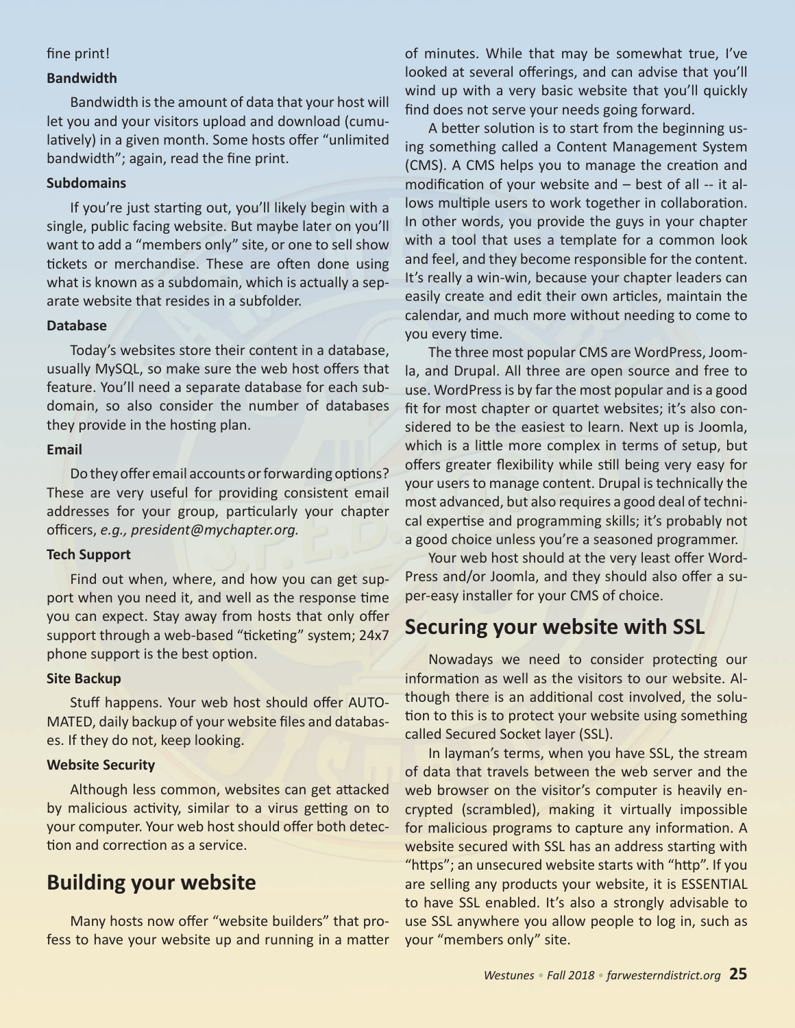fine print!

**Bandwidth**

Bandwidth is the amount of data that your host will let you and your visitors upload and download (cumulatively) in a given month. Some hosts offer "unlimited bandwidth"; again, read the fine print.

**Subdomains**

If you're just starting out, you'll likely begin with a single, public facing website. But maybe later on you'll want to add a "members only" site, or one to sell show tickets or merchandise. These are often done using what is known as a subdomain, which is actually a separate website that resides in a subfolder.

**Database**

Today's websites store their content in a database, usually MySQL, so make sure the web host offers that feature. You'll need a separate database for each subdomain, so also consider the number of databases they provide in the hosting plan.

**Email**

Do they offer email accounts or forwarding options? These are very useful for providing consistent email addresses for your group, particularly your chapter officers, *e.g., president@mychapter.org*.

**Tech Support**

Find out when, where, and how you can get support when you need it, and well as the response time you can expect. Stay away from hosts that only offer support through a web-based "ticketing" system; 24x7 phone support is the best option.

**Site Backup**

Stuff happens. Your web host should offer AUTOMATED, daily backup of your website files and databases. If they do not, keep looking.

**Website Security**

Although less common, websites can get attacked by malicious activity, similar to a virus getting on to your computer. Your web host should offer both detection and correction as a service.

## Building your website

Many hosts now offer "website builders" that profess to have your website up and running in a matter of minutes. While that may be somewhat true, I've looked at several offerings, and can advise that you'll wind up with a very basic website that you'll quickly find does not serve your needs going forward.

A better solution is to start from the beginning using something called a Content Management System (CMS). A CMS helps you to manage the creation and modification of your website and – best of all -- it allows multiple users to work together in collaboration. In other words, you provide the guys in your chapter with a tool that uses a template for a common look and feel, and they become responsible for the content. It's really a win-win, because your chapter leaders can easily create and edit their own articles, maintain the calendar, and much more without needing to come to you every time.

The three most popular CMS are WordPress, Joomla, and Drupal. All three are open source and free to use. WordPress is by far the most popular and is a good fit for most chapter or quartet websites; it's also considered to be the easiest to learn. Next up is Joomla, which is a little more complex in terms of setup, but offers greater flexibility while still being very easy for your users to manage content. Drupal is technically the most advanced, but also requires a good deal of technical expertise and programming skills; it's probably not a good choice unless you're a seasoned programmer.

Your web host should at the very least offer WordPress and/or Joomla, and they should also offer a super-easy installer for your CMS of choice.

## Securing your website with SSL

Nowadays we need to consider protecting our information as well as the visitors to our website. Although there is an additional cost involved, the solution to this is to protect your website using something called Secured Socket layer (SSL).

In layman's terms, when you have SSL, the stream of data that travels between the web server and the web browser on the visitor's computer is heavily encrypted (scrambled), making it virtually impossible for malicious programs to capture any information. A website secured with SSL has an address starting with "https"; an unsecured website starts with "http". If you are selling any products your website, it is ESSENTIAL to have SSL enabled. It's also a strongly advisable to use SSL anywhere you allow people to log in, such as your "members only" site.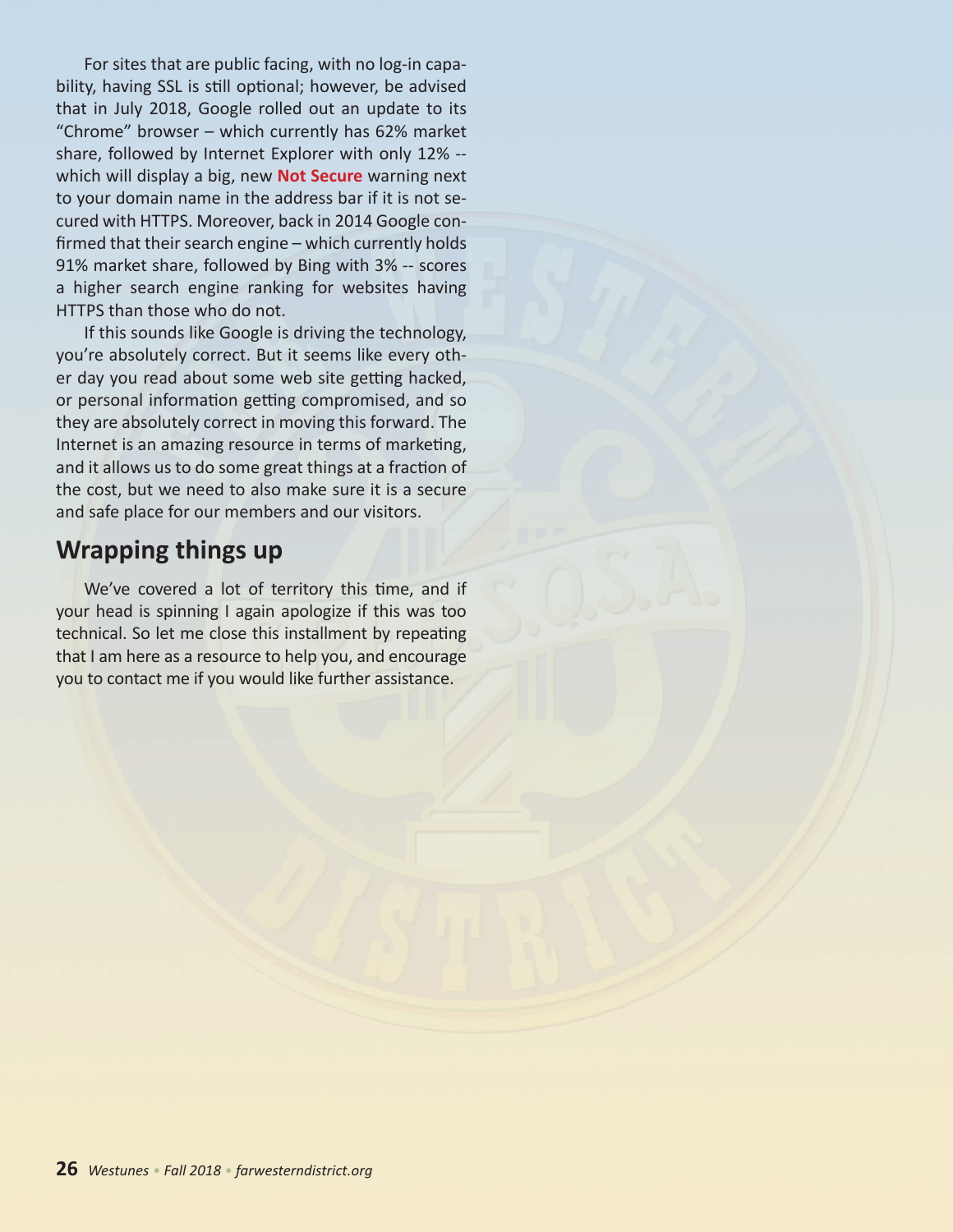For sites that are public facing, with no log-in capability, having SSL is still optional; however, be advised that in July 2018, Google rolled out an update to its "Chrome" browser – which currently has 62% market share, followed by Internet Explorer with only 12% -- which will display a big, new **Not Secure** warning next to your domain name in the address bar if it is not secured with HTTPS. Moreover, back in 2014 Google confirmed that their search engine – which currently holds 91% market share, followed by Bing with 3% -- scores a higher search engine ranking for websites having HTTPS than those who do not.

If this sounds like Google is driving the technology, you're absolutely correct. But it seems like every other day you read about some web site getting hacked, or personal information getting compromised, and so they are absolutely correct in moving this forward. The Internet is an amazing resource in terms of marketing, and it allows us to do some great things at a fraction of the cost, but we need to also make sure it is a secure and safe place for our members and our visitors.

## Wrapping things up

We've covered a lot of territory this time, and if your head is spinning I again apologize if this was too technical. So let me close this installment by repeating that I am here as a resource to help you, and encourage you to contact me if you would like further assistance.